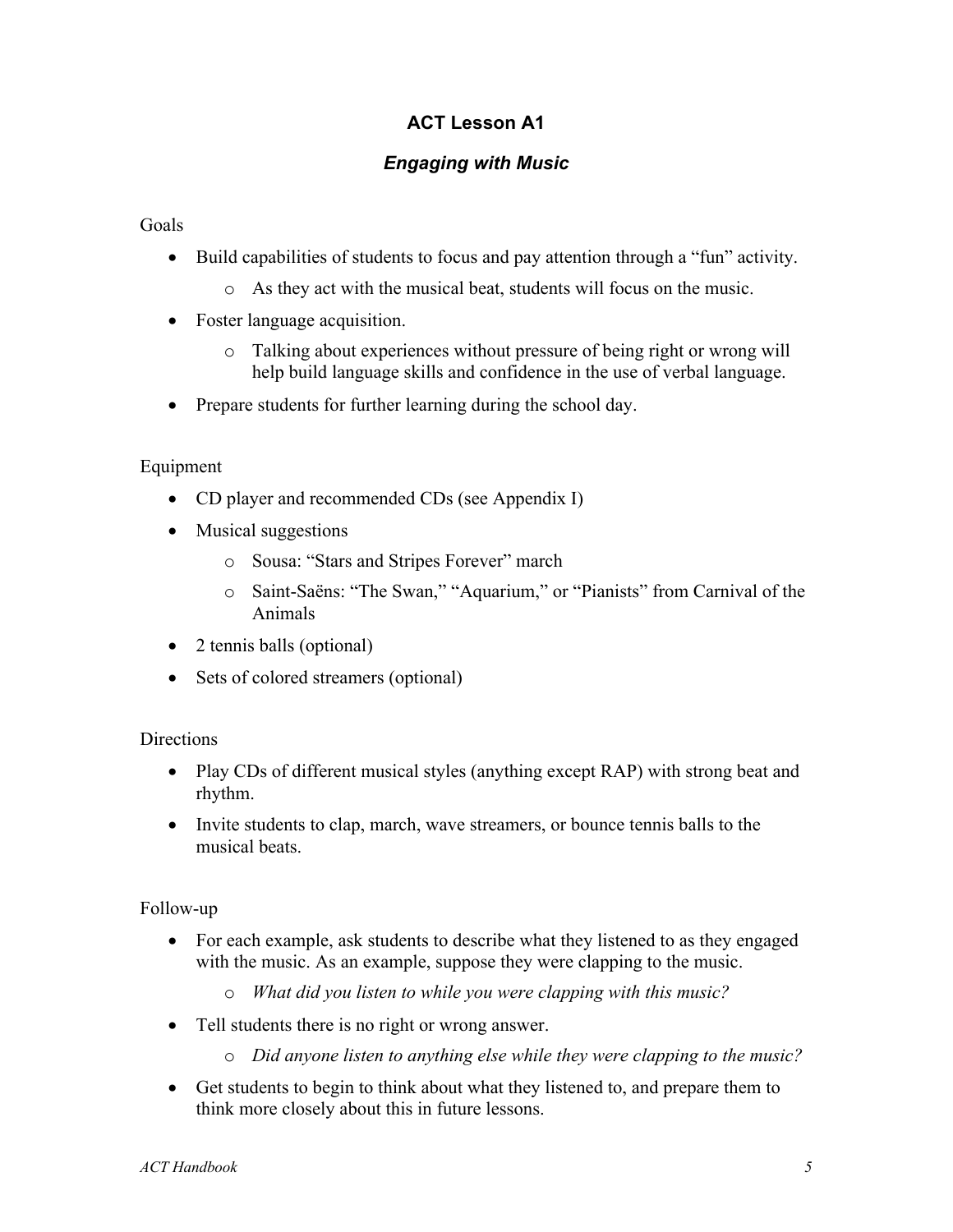# ACT Lesson A1

## *Engaging with Music*

Goals

- Build capabilities of students to focus and pay attention through a "fun" activity.
  - As they act with the musical beat, students will focus on the music.
- Foster language acquisition.
  - Talking about experiences without pressure of being right or wrong will help build language skills and confidence in the use of verbal language.
- Prepare students for further learning during the school day.

Equipment

- CD player and recommended CDs (see Appendix I)
- Musical suggestions
  - Sousa: "Stars and Stripes Forever" march
  - Saint-Saëns: "The Swan," "Aquarium," or "Pianists" from Carnival of the Animals
- 2 tennis balls (optional)
- Sets of colored streamers (optional)

Directions

- Play CDs of different musical styles (anything except RAP) with strong beat and rhythm.
- Invite students to clap, march, wave streamers, or bounce tennis balls to the musical beats.

Follow-up

- For each example, ask students to describe what they listened to as they engaged with the music. As an example, suppose they were clapping to the music.
  - *What did you listen to while you were clapping with this music?*
- Tell students there is no right or wrong answer.
  - *Did anyone listen to anything else while they were clapping to the music?*
- Get students to begin to think about what they listened to, and prepare them to think more closely about this in future lessons.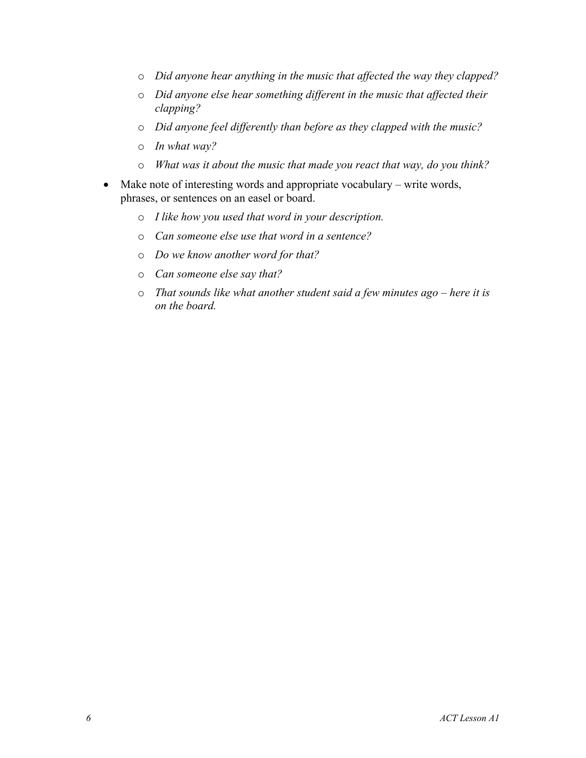- *Did anyone hear anything in the music that affected the way they clapped?*
  - *Did anyone else hear something different in the music that affected their clapping?*
  - *Did anyone feel differently than before as they clapped with the music?*
  - *In what way?*
  - *What was it about the music that made you react that way, do you think?*

- Make note of interesting words and appropriate vocabulary – write words, phrases, or sentences on an easel or board.
  - *I like how you used that word in your description.*
  - *Can someone else use that word in a sentence?*
  - *Do we know another word for that?*
  - *Can someone else say that?*
  - *That sounds like what another student said a few minutes ago – here it is on the board.*